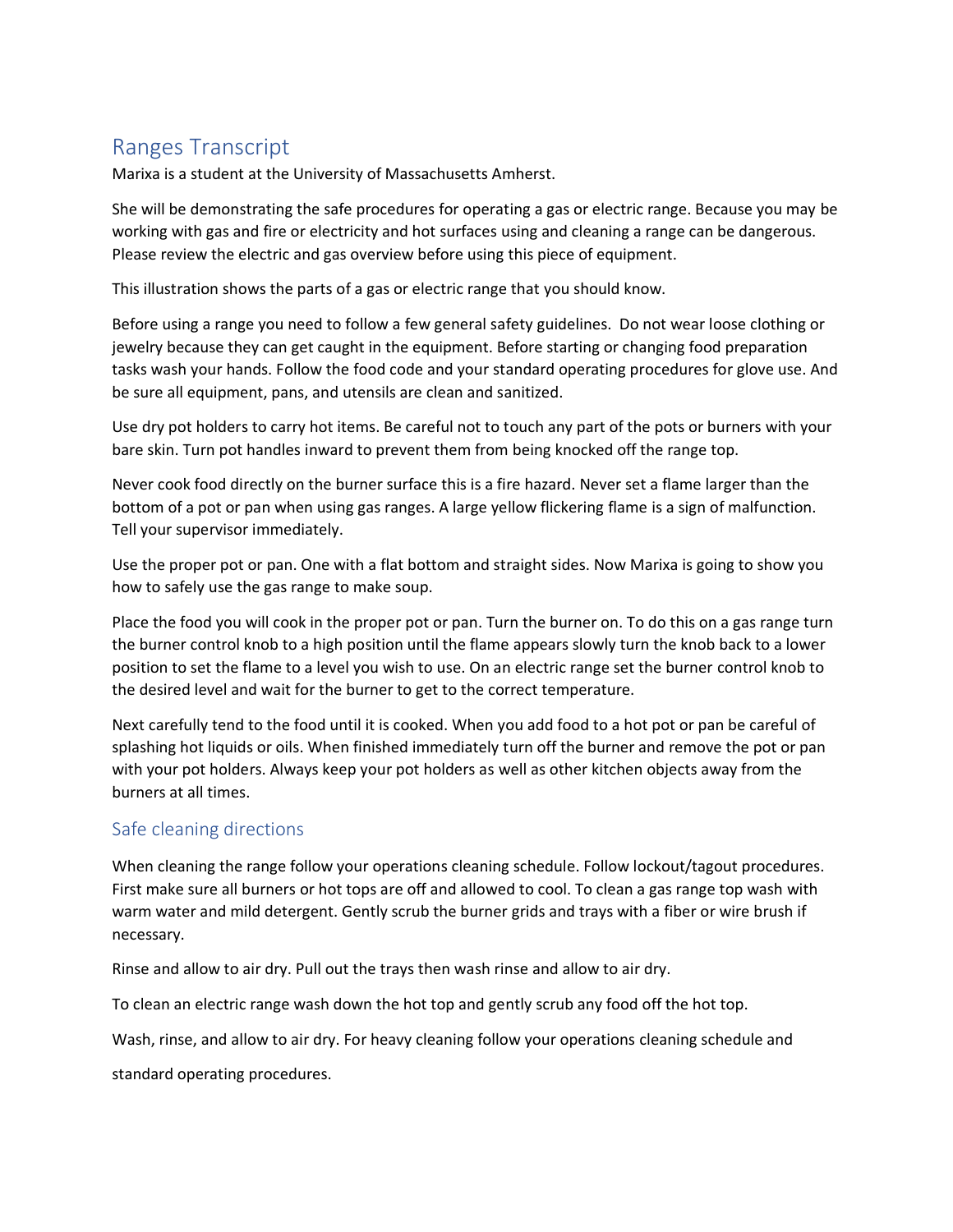# Ranges Transcript

Marixa is a student at the University of Massachusetts Amherst.

She will be demonstrating the safe procedures for operating a gas or electric range. Because you may be working with gas and fire or electricity and hot surfaces using and cleaning a range can be dangerous. Please review the electric and gas overview before using this piece of equipment.

This illustration shows the parts of a gas or electric range that you should know.

Before using a range you need to follow a few general safety guidelines. Do not wear loose clothing or jewelry because they can get caught in the equipment. Before starting or changing food preparation tasks wash your hands. Follow the food code and your standard operating procedures for glove use. And be sure all equipment, pans, and utensils are clean and sanitized.

Use dry pot holders to carry hot items. Be careful not to touch any part of the pots or burners with your bare skin. Turn pot handles inward to prevent them from being knocked off the range top.

Never cook food directly on the burner surface this is a fire hazard. Never set a flame larger than the bottom of a pot or pan when using gas ranges. A large yellow flickering flame is a sign of malfunction. Tell your supervisor immediately.

Use the proper pot or pan. One with a flat bottom and straight sides. Now Marixa is going to show you how to safely use the gas range to make soup.

Place the food you will cook in the proper pot or pan. Turn the burner on. To do this on a gas range turn the burner control knob to a high position until the flame appears slowly turn the knob back to a lower position to set the flame to a level you wish to use. On an electric range set the burner control knob to the desired level and wait for the burner to get to the correct temperature.

Next carefully tend to the food until it is cooked. When you add food to a hot pot or pan be careful of splashing hot liquids or oils. When finished immediately turn off the burner and remove the pot or pan with your pot holders. Always keep your pot holders as well as other kitchen objects away from the burners at all times.

## Safe cleaning directions

When cleaning the range follow your operations cleaning schedule. Follow lockout/tagout procedures. First make sure all burners or hot tops are off and allowed to cool. To clean a gas range top wash with warm water and mild detergent. Gently scrub the burner grids and trays with a fiber or wire brush if necessary.

Rinse and allow to air dry. Pull out the trays then wash rinse and allow to air dry.

To clean an electric range wash down the hot top and gently scrub any food off the hot top.

Wash, rinse, and allow to air dry. For heavy cleaning follow your operations cleaning schedule and

standard operating procedures.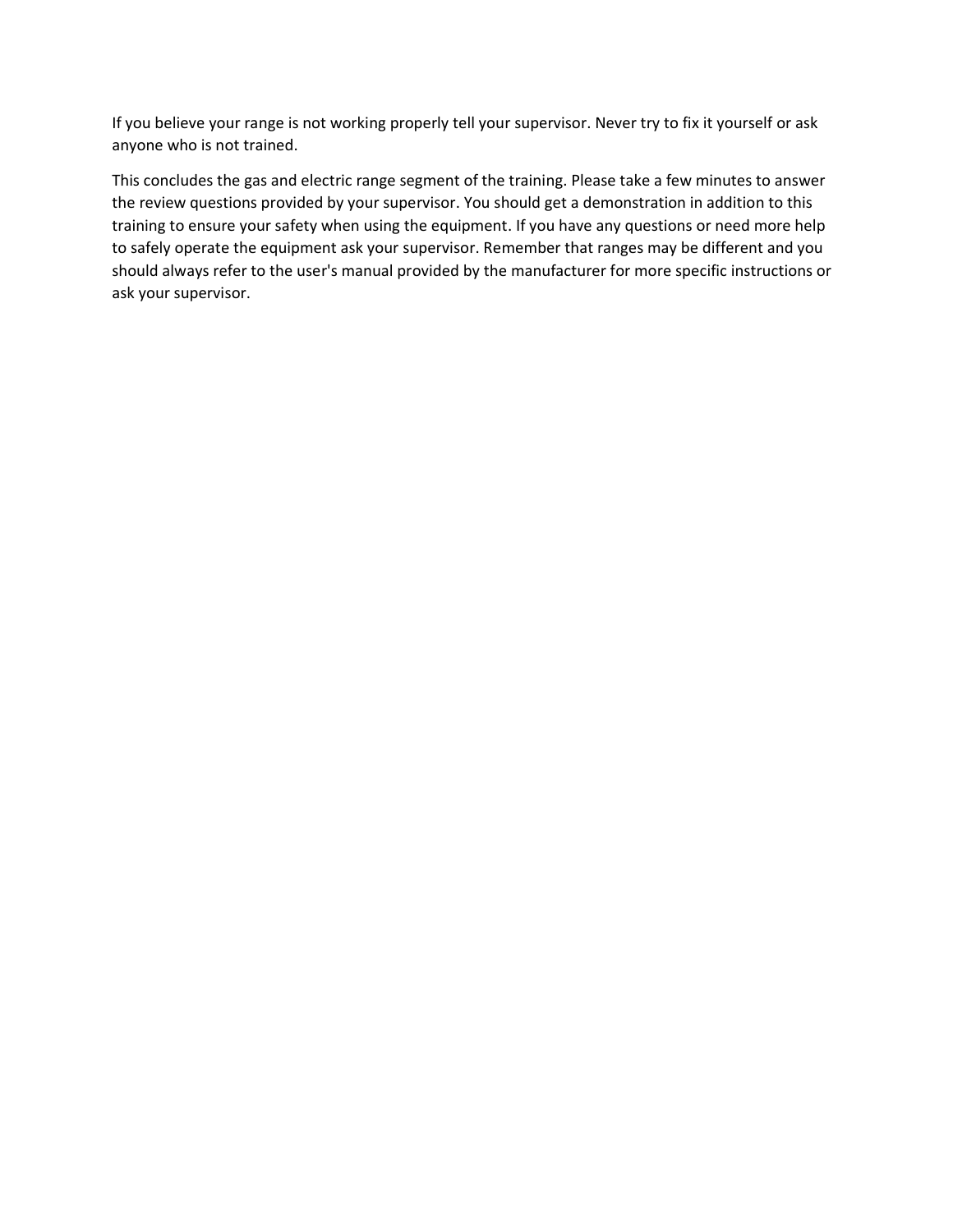If you believe your range is not working properly tell your supervisor. Never try to fix it yourself or ask anyone who is not trained.

This concludes the gas and electric range segment of the training. Please take a few minutes to answer the review questions provided by your supervisor. You should get a demonstration in addition to this training to ensure your safety when using the equipment. If you have any questions or need more help to safely operate the equipment ask your supervisor. Remember that ranges may be different and you should always refer to the user's manual provided by the manufacturer for more specific instructions or ask your supervisor.